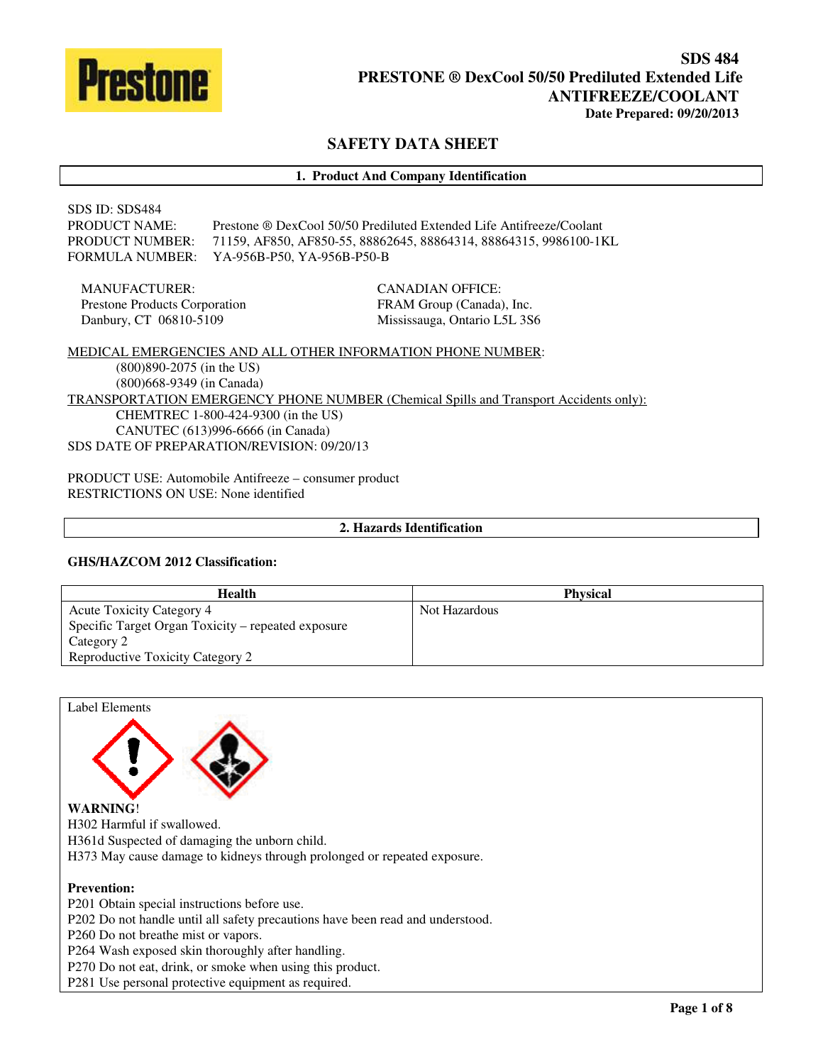**SDS 484**
**PRESTONE ® DexCool 50/50 Prediluted Extended Life ANTIFREEZE/COOLANT**
**Date Prepared: 09/20/2013**

# SAFETY DATA SHEET

## 1. Product And Company Identification

SDS ID: SDS484
PRODUCT NAME: Prestone ® DexCool 50/50 Prediluted Extended Life Antifreeze/Coolant
PRODUCT NUMBER: 71159, AF850, AF850-55, 88862645, 88864314, 88864315, 9986100-1KL
FORMULA NUMBER: YA-956B-P50, YA-956B-P50-B

MANUFACTURER:
Prestone Products Corporation
Danbury, CT 06810-5109

CANADIAN OFFICE:
FRAM Group (Canada), Inc.
Mississauga, Ontario L5L 3S6

MEDICAL EMERGENCIES AND ALL OTHER INFORMATION PHONE NUMBER:
(800)890-2075 (in the US)
(800)668-9349 (in Canada)

TRANSPORTATION EMERGENCY PHONE NUMBER (Chemical Spills and Transport Accidents only):
CHEMTREC 1-800-424-9300 (in the US)
CANUTEC (613)996-6666 (in Canada)

SDS DATE OF PREPARATION/REVISION: 09/20/13

PRODUCT USE: Automobile Antifreeze – consumer product
RESTRICTIONS ON USE: None identified

## 2. Hazards Identification

**GHS/HAZCOM 2012 Classification:**

| Health | Physical |
|---|---|
| Acute Toxicity Category 4<br>Specific Target Organ Toxicity – repeated exposure Category 2<br>Reproductive Toxicity Category 2 | Not Hazardous |

Label Elements

**WARNING**!
H302 Harmful if swallowed.
H361d Suspected of damaging the unborn child.
H373 May cause damage to kidneys through prolonged or repeated exposure.

**Prevention:**
P201 Obtain special instructions before use.
P202 Do not handle until all safety precautions have been read and understood.
P260 Do not breathe mist or vapors.
P264 Wash exposed skin thoroughly after handling.
P270 Do not eat, drink, or smoke when using this product.
P281 Use personal protective equipment as required.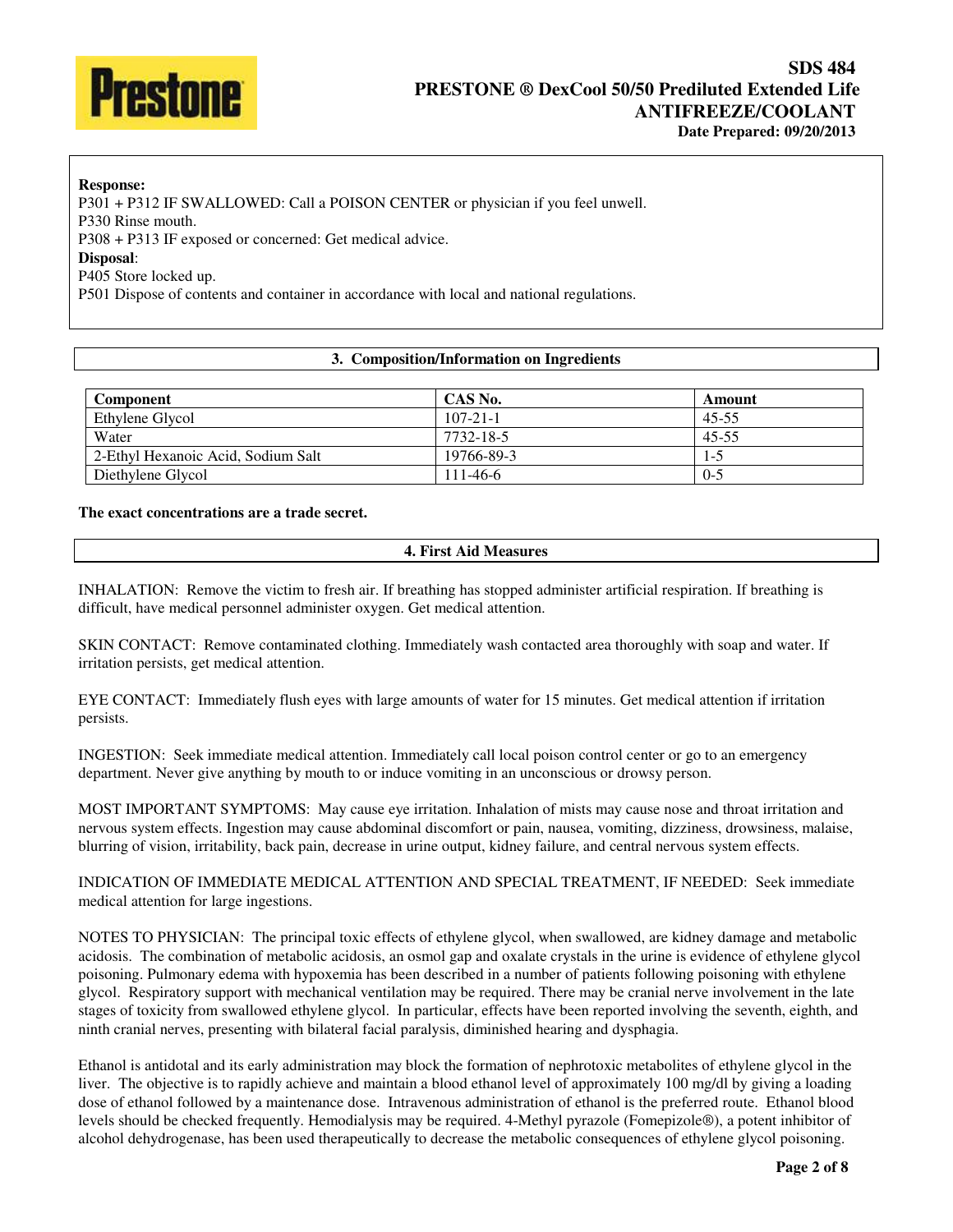**Response:**

P301 + P312 IF SWALLOWED: Call a POISON CENTER or physician if you feel unwell.

P330 Rinse mouth.

P308 + P313 IF exposed or concerned: Get medical advice.

**Disposal**:

P405 Store locked up.

P501 Dispose of contents and container in accordance with local and national regulations.

## 3. Composition/Information on Ingredients

| Component | CAS No. | Amount |
|---|---|---|
| Ethylene Glycol | 107-21-1 | 45-55 |
| Water | 7732-18-5 | 45-55 |
| 2-Ethyl Hexanoic Acid, Sodium Salt | 19766-89-3 | 1-5 |
| Diethylene Glycol | 111-46-6 | 0-5 |

**The exact concentrations are a trade secret.**

## 4. First Aid Measures

INHALATION: Remove the victim to fresh air. If breathing has stopped administer artificial respiration. If breathing is difficult, have medical personnel administer oxygen. Get medical attention.

SKIN CONTACT: Remove contaminated clothing. Immediately wash contacted area thoroughly with soap and water. If irritation persists, get medical attention.

EYE CONTACT: Immediately flush eyes with large amounts of water for 15 minutes. Get medical attention if irritation persists.

INGESTION: Seek immediate medical attention. Immediately call local poison control center or go to an emergency department. Never give anything by mouth to or induce vomiting in an unconscious or drowsy person.

MOST IMPORTANT SYMPTOMS: May cause eye irritation. Inhalation of mists may cause nose and throat irritation and nervous system effects. Ingestion may cause abdominal discomfort or pain, nausea, vomiting, dizziness, drowsiness, malaise, blurring of vision, irritability, back pain, decrease in urine output, kidney failure, and central nervous system effects.

INDICATION OF IMMEDIATE MEDICAL ATTENTION AND SPECIAL TREATMENT, IF NEEDED: Seek immediate medical attention for large ingestions.

NOTES TO PHYSICIAN: The principal toxic effects of ethylene glycol, when swallowed, are kidney damage and metabolic acidosis. The combination of metabolic acidosis, an osmol gap and oxalate crystals in the urine is evidence of ethylene glycol poisoning. Pulmonary edema with hypoxemia has been described in a number of patients following poisoning with ethylene glycol. Respiratory support with mechanical ventilation may be required. There may be cranial nerve involvement in the late stages of toxicity from swallowed ethylene glycol. In particular, effects have been reported involving the seventh, eighth, and ninth cranial nerves, presenting with bilateral facial paralysis, diminished hearing and dysphagia.

Ethanol is antidotal and its early administration may block the formation of nephrotoxic metabolites of ethylene glycol in the liver. The objective is to rapidly achieve and maintain a blood ethanol level of approximately 100 mg/dl by giving a loading dose of ethanol followed by a maintenance dose. Intravenous administration of ethanol is the preferred route. Ethanol blood levels should be checked frequently. Hemodialysis may be required. 4-Methyl pyrazole (Fomepizole®), a potent inhibitor of alcohol dehydrogenase, has been used therapeutically to decrease the metabolic consequences of ethylene glycol poisoning.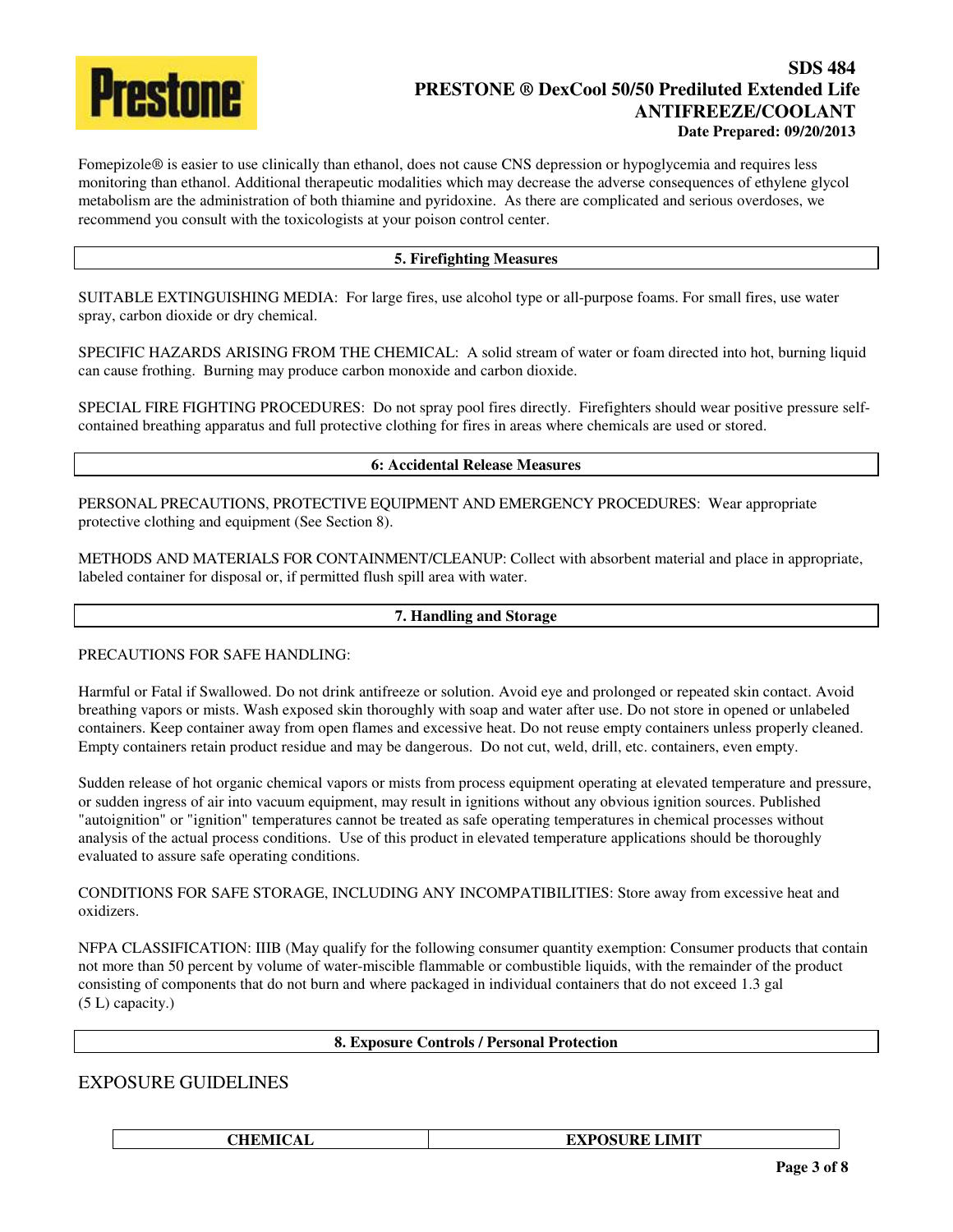Fomepizole® is easier to use clinically than ethanol, does not cause CNS depression or hypoglycemia and requires less monitoring than ethanol. Additional therapeutic modalities which may decrease the adverse consequences of ethylene glycol metabolism are the administration of both thiamine and pyridoxine. As there are complicated and serious overdoses, we recommend you consult with the toxicologists at your poison control center.

## 5. Firefighting Measures

SUITABLE EXTINGUISHING MEDIA: For large fires, use alcohol type or all-purpose foams. For small fires, use water spray, carbon dioxide or dry chemical.

SPECIFIC HAZARDS ARISING FROM THE CHEMICAL: A solid stream of water or foam directed into hot, burning liquid can cause frothing. Burning may produce carbon monoxide and carbon dioxide.

SPECIAL FIRE FIGHTING PROCEDURES: Do not spray pool fires directly. Firefighters should wear positive pressure self-contained breathing apparatus and full protective clothing for fires in areas where chemicals are used or stored.

## 6: Accidental Release Measures

PERSONAL PRECAUTIONS, PROTECTIVE EQUIPMENT AND EMERGENCY PROCEDURES: Wear appropriate protective clothing and equipment (See Section 8).

METHODS AND MATERIALS FOR CONTAINMENT/CLEANUP: Collect with absorbent material and place in appropriate, labeled container for disposal or, if permitted flush spill area with water.

## 7. Handling and Storage

PRECAUTIONS FOR SAFE HANDLING:

Harmful or Fatal if Swallowed. Do not drink antifreeze or solution. Avoid eye and prolonged or repeated skin contact. Avoid breathing vapors or mists. Wash exposed skin thoroughly with soap and water after use. Do not store in opened or unlabeled containers. Keep container away from open flames and excessive heat. Do not reuse empty containers unless properly cleaned. Empty containers retain product residue and may be dangerous. Do not cut, weld, drill, etc. containers, even empty.

Sudden release of hot organic chemical vapors or mists from process equipment operating at elevated temperature and pressure, or sudden ingress of air into vacuum equipment, may result in ignitions without any obvious ignition sources. Published "autoignition" or "ignition" temperatures cannot be treated as safe operating temperatures in chemical processes without analysis of the actual process conditions. Use of this product in elevated temperature applications should be thoroughly evaluated to assure safe operating conditions.

CONDITIONS FOR SAFE STORAGE, INCLUDING ANY INCOMPATIBILITIES: Store away from excessive heat and oxidizers.

NFPA CLASSIFICATION: IIIB (May qualify for the following consumer quantity exemption: Consumer products that contain not more than 50 percent by volume of water-miscible flammable or combustible liquids, with the remainder of the product consisting of components that do not burn and where packaged in individual containers that do not exceed 1.3 gal (5 L) capacity.)

## 8. Exposure Controls / Personal Protection

### EXPOSURE GUIDELINES

| CHEMICAL | EXPOSURE LIMIT |
|---|---|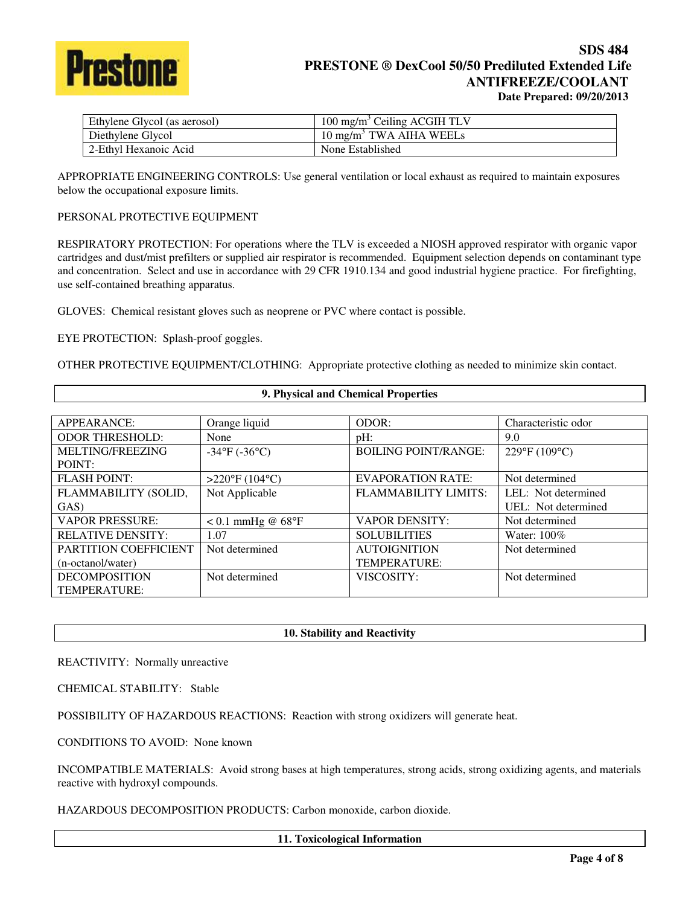| Ethylene Glycol (as aerosol) | 100 mg/m$^3$ Ceiling ACGIH TLV |
|---|---|
| Diethylene Glycol | 10 mg/m$^3$ TWA AIHA WEELs |
| 2-Ethyl Hexanoic Acid | None Established |

APPROPRIATE ENGINEERING CONTROLS: Use general ventilation or local exhaust as required to maintain exposures below the occupational exposure limits.

PERSONAL PROTECTIVE EQUIPMENT

RESPIRATORY PROTECTION: For operations where the TLV is exceeded a NIOSH approved respirator with organic vapor cartridges and dust/mist prefilters or supplied air respirator is recommended. Equipment selection depends on contaminant type and concentration. Select and use in accordance with 29 CFR 1910.134 and good industrial hygiene practice. For firefighting, use self-contained breathing apparatus.

GLOVES: Chemical resistant gloves such as neoprene or PVC where contact is possible.

EYE PROTECTION: Splash-proof goggles.

OTHER PROTECTIVE EQUIPMENT/CLOTHING: Appropriate protective clothing as needed to minimize skin contact.

## 9. Physical and Chemical Properties

| | | | |
|---|---|---|---|
| APPEARANCE: | Orange liquid | ODOR: | Characteristic odor |
| ODOR THRESHOLD: | None | pH: | 9.0 |
| MELTING/FREEZING POINT: | -34°F (-36°C) | BOILING POINT/RANGE: | 229°F (109°C) |
| FLASH POINT: | >220°F (104°C) | EVAPORATION RATE: | Not determined |
| FLAMMABILITY (SOLID, GAS) | Not Applicable | FLAMMABILITY LIMITS: | LEL: Not determined<br>UEL: Not determined |
| VAPOR PRESSURE: | < 0.1 mmHg @ 68°F | VAPOR DENSITY: | Not determined |
| RELATIVE DENSITY: | 1.07 | SOLUBILITIES | Water: 100% |
| PARTITION COEFFICIENT (n-octanol/water) | Not determined | AUTOIGNITION TEMPERATURE: | Not determined |
| DECOMPOSITION TEMPERATURE: | Not determined | VISCOSITY: | Not determined |

## 10. Stability and Reactivity

REACTIVITY: Normally unreactive

CHEMICAL STABILITY: Stable

POSSIBILITY OF HAZARDOUS REACTIONS: Reaction with strong oxidizers will generate heat.

CONDITIONS TO AVOID: None known

INCOMPATIBLE MATERIALS: Avoid strong bases at high temperatures, strong acids, strong oxidizing agents, and materials reactive with hydroxyl compounds.

HAZARDOUS DECOMPOSITION PRODUCTS: Carbon monoxide, carbon dioxide.

## 11. Toxicological Information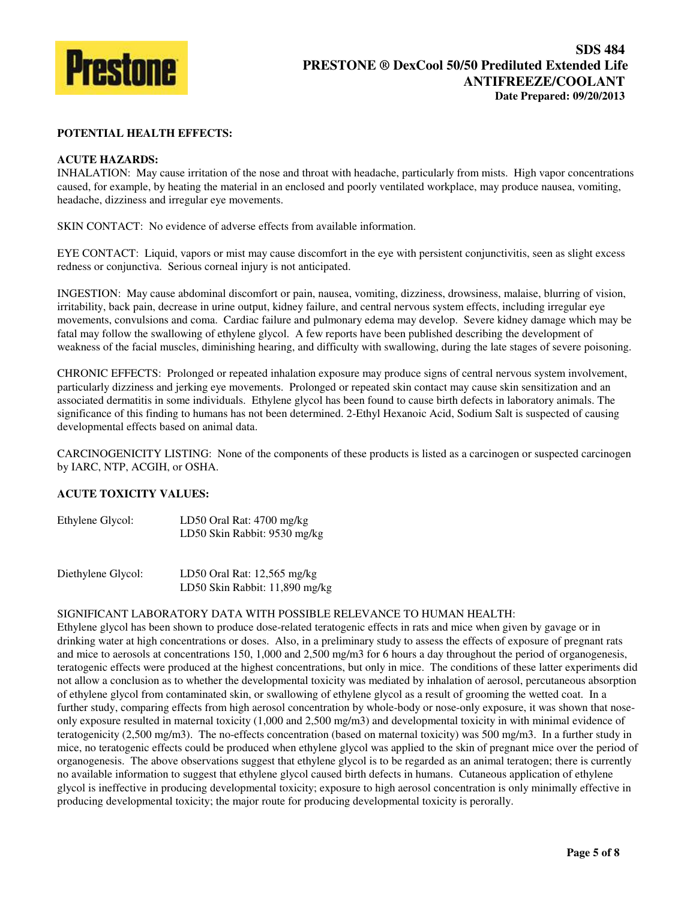**POTENTIAL HEALTH EFFECTS:**

**ACUTE HAZARDS:**

INHALATION: May cause irritation of the nose and throat with headache, particularly from mists. High vapor concentrations caused, for example, by heating the material in an enclosed and poorly ventilated workplace, may produce nausea, vomiting, headache, dizziness and irregular eye movements.

SKIN CONTACT: No evidence of adverse effects from available information.

EYE CONTACT: Liquid, vapors or mist may cause discomfort in the eye with persistent conjunctivitis, seen as slight excess redness or conjunctiva. Serious corneal injury is not anticipated.

INGESTION: May cause abdominal discomfort or pain, nausea, vomiting, dizziness, drowsiness, malaise, blurring of vision, irritability, back pain, decrease in urine output, kidney failure, and central nervous system effects, including irregular eye movements, convulsions and coma. Cardiac failure and pulmonary edema may develop. Severe kidney damage which may be fatal may follow the swallowing of ethylene glycol. A few reports have been published describing the development of weakness of the facial muscles, diminishing hearing, and difficulty with swallowing, during the late stages of severe poisoning.

CHRONIC EFFECTS: Prolonged or repeated inhalation exposure may produce signs of central nervous system involvement, particularly dizziness and jerking eye movements. Prolonged or repeated skin contact may cause skin sensitization and an associated dermatitis in some individuals. Ethylene glycol has been found to cause birth defects in laboratory animals. The significance of this finding to humans has not been determined. 2-Ethyl Hexanoic Acid, Sodium Salt is suspected of causing developmental effects based on animal data.

CARCINOGENICITY LISTING: None of the components of these products is listed as a carcinogen or suspected carcinogen by IARC, NTP, ACGIH, or OSHA.

**ACUTE TOXICITY VALUES:**

| | |
|---|---|
| Ethylene Glycol: | LD50 Oral Rat: 4700 mg/kg<br>LD50 Skin Rabbit: 9530 mg/kg |
| Diethylene Glycol: | LD50 Oral Rat: 12,565 mg/kg<br>LD50 Skin Rabbit: 11,890 mg/kg |

SIGNIFICANT LABORATORY DATA WITH POSSIBLE RELEVANCE TO HUMAN HEALTH:

Ethylene glycol has been shown to produce dose-related teratogenic effects in rats and mice when given by gavage or in drinking water at high concentrations or doses. Also, in a preliminary study to assess the effects of exposure of pregnant rats and mice to aerosols at concentrations 150, 1,000 and 2,500 mg/m3 for 6 hours a day throughout the period of organogenesis, teratogenic effects were produced at the highest concentrations, but only in mice. The conditions of these latter experiments did not allow a conclusion as to whether the developmental toxicity was mediated by inhalation of aerosol, percutaneous absorption of ethylene glycol from contaminated skin, or swallowing of ethylene glycol as a result of grooming the wetted coat. In a further study, comparing effects from high aerosol concentration by whole-body or nose-only exposure, it was shown that nose-only exposure resulted in maternal toxicity (1,000 and 2,500 mg/m3) and developmental toxicity in with minimal evidence of teratogenicity (2,500 mg/m3). The no-effects concentration (based on maternal toxicity) was 500 mg/m3. In a further study in mice, no teratogenic effects could be produced when ethylene glycol was applied to the skin of pregnant mice over the period of organogenesis. The above observations suggest that ethylene glycol is to be regarded as an animal teratogen; there is currently no available information to suggest that ethylene glycol caused birth defects in humans. Cutaneous application of ethylene glycol is ineffective in producing developmental toxicity; exposure to high aerosol concentration is only minimally effective in producing developmental toxicity; the major route for producing developmental toxicity is perorally.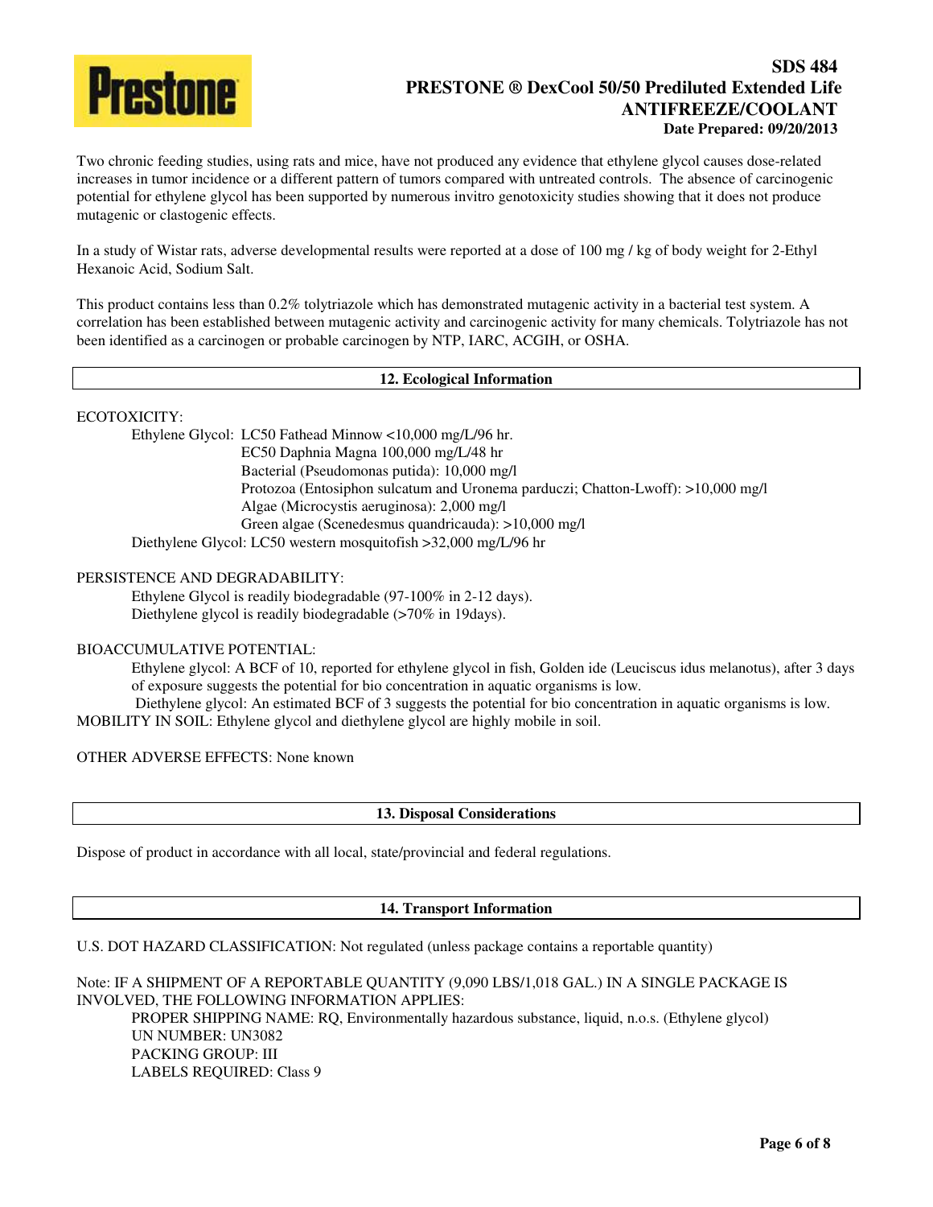Two chronic feeding studies, using rats and mice, have not produced any evidence that ethylene glycol causes dose-related increases in tumor incidence or a different pattern of tumors compared with untreated controls. The absence of carcinogenic potential for ethylene glycol has been supported by numerous invitro genotoxicity studies showing that it does not produce mutagenic or clastogenic effects.

In a study of Wistar rats, adverse developmental results were reported at a dose of 100 mg / kg of body weight for 2-Ethyl Hexanoic Acid, Sodium Salt.

This product contains less than 0.2% tolytriazole which has demonstrated mutagenic activity in a bacterial test system. A correlation has been established between mutagenic activity and carcinogenic activity for many chemicals. Tolytriazole has not been identified as a carcinogen or probable carcinogen by NTP, IARC, ACGIH, or OSHA.

## 12. Ecological Information

ECOTOXICITY:

Ethylene Glycol: LC50 Fathead Minnow <10,000 mg/L/96 hr.
EC50 Daphnia Magna 100,000 mg/L/48 hr
Bacterial (Pseudomonas putida): 10,000 mg/l
Protozoa (Entosiphon sulcatum and Uronema parduczi; Chatton-Lwoff): >10,000 mg/l
Algae (Microcystis aeruginosa): 2,000 mg/l
Green algae (Scenedesmus quandricauda): >10,000 mg/l

Diethylene Glycol: LC50 western mosquitofish >32,000 mg/L/96 hr

PERSISTENCE AND DEGRADABILITY:

Ethylene Glycol is readily biodegradable (97-100% in 2-12 days).
Diethylene glycol is readily biodegradable (>70% in 19days).

BIOACCUMULATIVE POTENTIAL:

Ethylene glycol: A BCF of 10, reported for ethylene glycol in fish, Golden ide (Leuciscus idus melanotus), after 3 days of exposure suggests the potential for bio concentration in aquatic organisms is low.
Diethylene glycol: An estimated BCF of 3 suggests the potential for bio concentration in aquatic organisms is low.

MOBILITY IN SOIL: Ethylene glycol and diethylene glycol are highly mobile in soil.

OTHER ADVERSE EFFECTS: None known

## 13. Disposal Considerations

Dispose of product in accordance with all local, state/provincial and federal regulations.

## 14. Transport Information

U.S. DOT HAZARD CLASSIFICATION: Not regulated (unless package contains a reportable quantity)

Note: IF A SHIPMENT OF A REPORTABLE QUANTITY (9,090 LBS/1,018 GAL.) IN A SINGLE PACKAGE IS INVOLVED, THE FOLLOWING INFORMATION APPLIES:

PROPER SHIPPING NAME: RQ, Environmentally hazardous substance, liquid, n.o.s. (Ethylene glycol)
UN NUMBER: UN3082
PACKING GROUP: III
LABELS REQUIRED: Class 9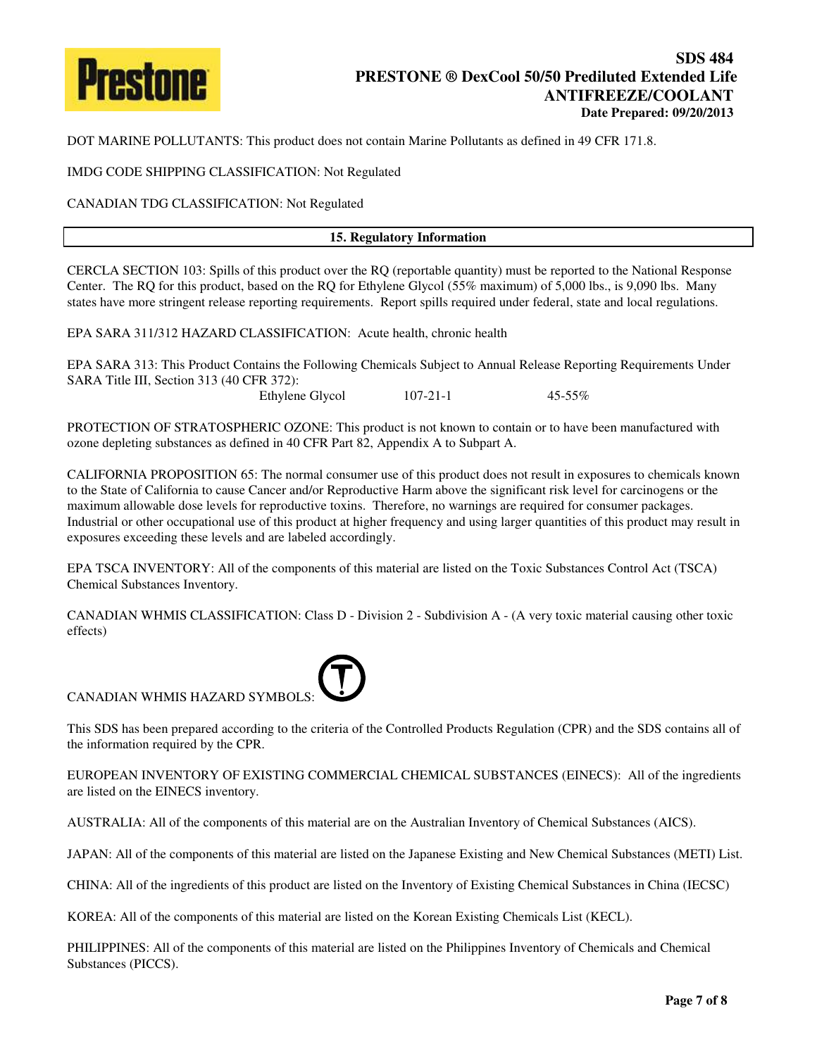DOT MARINE POLLUTANTS: This product does not contain Marine Pollutants as defined in 49 CFR 171.8.

IMDG CODE SHIPPING CLASSIFICATION: Not Regulated

CANADIAN TDG CLASSIFICATION: Not Regulated

## 15. Regulatory Information

CERCLA SECTION 103: Spills of this product over the RQ (reportable quantity) must be reported to the National Response Center. The RQ for this product, based on the RQ for Ethylene Glycol (55% maximum) of 5,000 lbs., is 9,090 lbs. Many states have more stringent release reporting requirements. Report spills required under federal, state and local regulations.

EPA SARA 311/312 HAZARD CLASSIFICATION: Acute health, chronic health

EPA SARA 313: This Product Contains the Following Chemicals Subject to Annual Release Reporting Requirements Under SARA Title III, Section 313 (40 CFR 372):

| | | |
|---|---|---|
| Ethylene Glycol | 107-21-1 | 45-55% |

PROTECTION OF STRATOSPHERIC OZONE: This product is not known to contain or to have been manufactured with ozone depleting substances as defined in 40 CFR Part 82, Appendix A to Subpart A.

CALIFORNIA PROPOSITION 65: The normal consumer use of this product does not result in exposures to chemicals known to the State of California to cause Cancer and/or Reproductive Harm above the significant risk level for carcinogens or the maximum allowable dose levels for reproductive toxins. Therefore, no warnings are required for consumer packages. Industrial or other occupational use of this product at higher frequency and using larger quantities of this product may result in exposures exceeding these levels and are labeled accordingly.

EPA TSCA INVENTORY: All of the components of this material are listed on the Toxic Substances Control Act (TSCA) Chemical Substances Inventory.

CANADIAN WHMIS CLASSIFICATION: Class D - Division 2 - Subdivision A - (A very toxic material causing other toxic effects)

CANADIAN WHMIS HAZARD SYMBOLS:

This SDS has been prepared according to the criteria of the Controlled Products Regulation (CPR) and the SDS contains all of the information required by the CPR.

EUROPEAN INVENTORY OF EXISTING COMMERCIAL CHEMICAL SUBSTANCES (EINECS): All of the ingredients are listed on the EINECS inventory.

AUSTRALIA: All of the components of this material are on the Australian Inventory of Chemical Substances (AICS).

JAPAN: All of the components of this material are listed on the Japanese Existing and New Chemical Substances (METI) List.

CHINA: All of the ingredients of this product are listed on the Inventory of Existing Chemical Substances in China (IECSC)

KOREA: All of the components of this material are listed on the Korean Existing Chemicals List (KECL).

PHILIPPINES: All of the components of this material are listed on the Philippines Inventory of Chemicals and Chemical Substances (PICCS).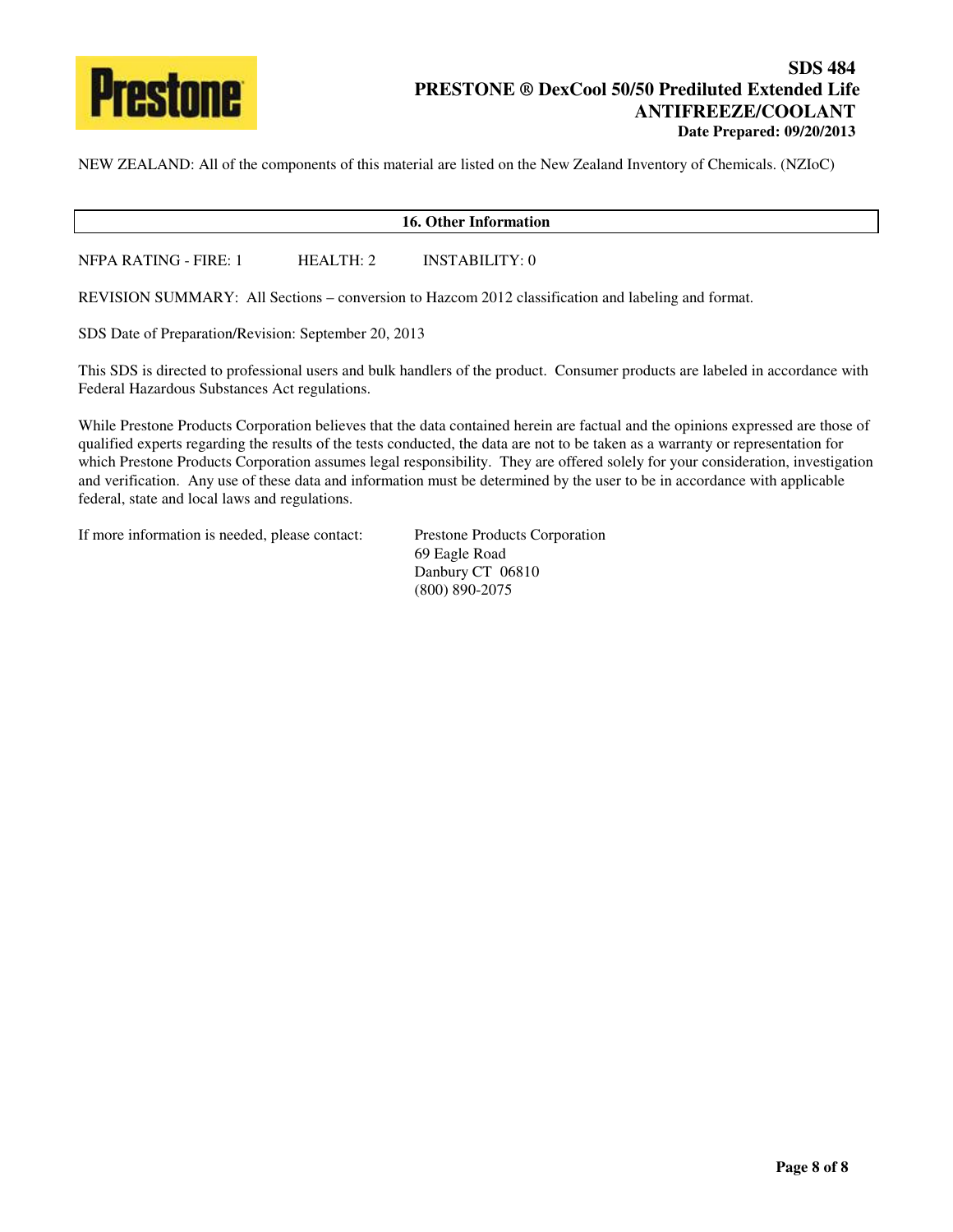NEW ZEALAND: All of the components of this material are listed on the New Zealand Inventory of Chemicals. (NZIoC)

## 16. Other Information

NFPA RATING - FIRE: 1 HEALTH: 2 INSTABILITY: 0

REVISION SUMMARY: All Sections – conversion to Hazcom 2012 classification and labeling and format.

SDS Date of Preparation/Revision: September 20, 2013

This SDS is directed to professional users and bulk handlers of the product. Consumer products are labeled in accordance with Federal Hazardous Substances Act regulations.

While Prestone Products Corporation believes that the data contained herein are factual and the opinions expressed are those of qualified experts regarding the results of the tests conducted, the data are not to be taken as a warranty or representation for which Prestone Products Corporation assumes legal responsibility. They are offered solely for your consideration, investigation and verification. Any use of these data and information must be determined by the user to be in accordance with applicable federal, state and local laws and regulations.

If more information is needed, please contact:

Prestone Products Corporation
69 Eagle Road
Danbury CT 06810
(800) 890-2075